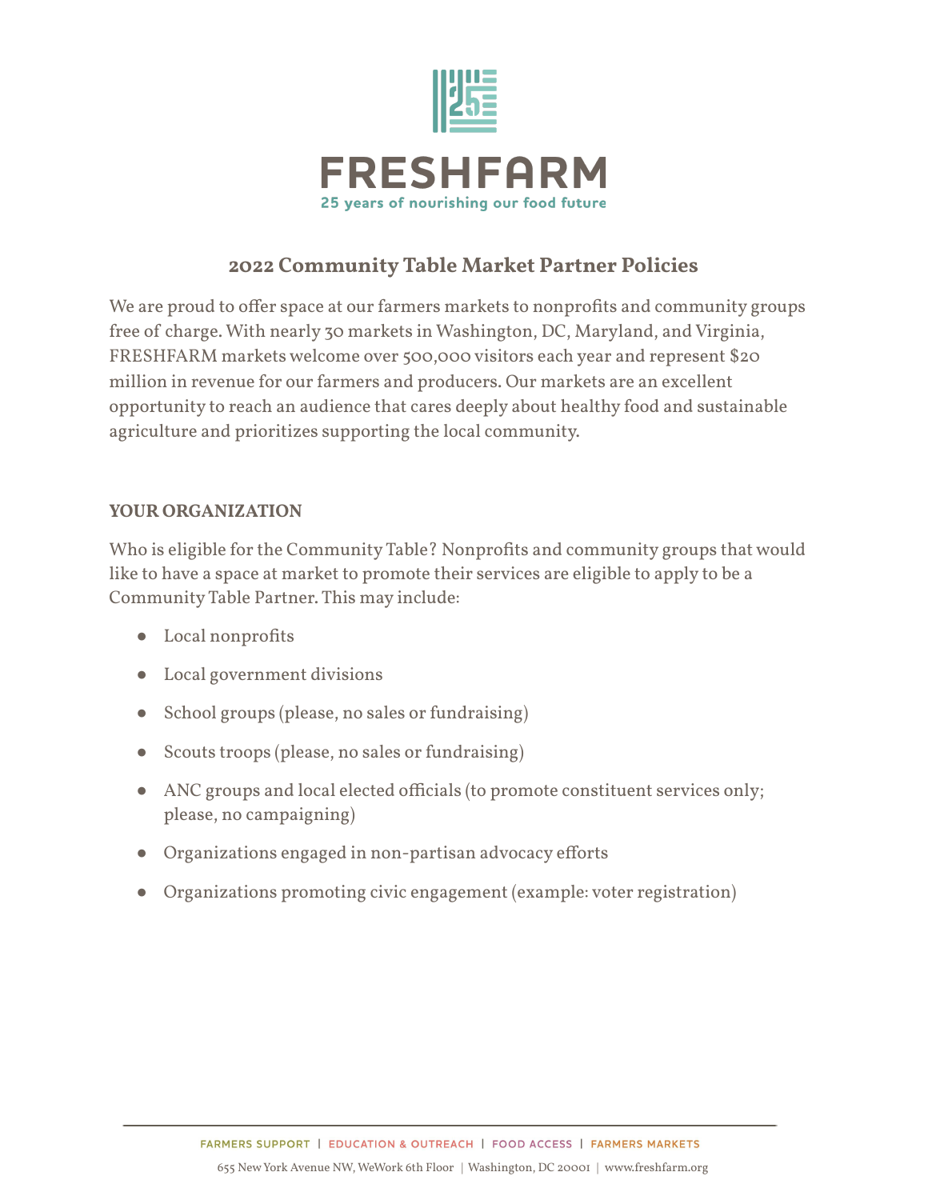FRESHFARM

25 years of nourishing our food future

## 2022 Community Table Market Partner Policies

We are proud to offer space at our farmers markets to nonprofits and community groups free of charge. With nearly 30 markets in Washington, DC, Maryland, and Virginia, FRESHFARM markets welcome over 500,000 visitors each year and represent $20 million in revenue for our farmers and producers. Our markets are an excellent opportunity to reach an audience that cares deeply about healthy food and sustainable agriculture and prioritizes supporting the local community.

### YOUR ORGANIZATION

Who is eligible for the Community Table? Nonprofits and community groups that would like to have a space at market to promote their services are eligible to apply to be a Community Table Partner. This may include:

- Local nonprofits
- Local government divisions
- School groups (please, no sales or fundraising)
- Scouts troops (please, no sales or fundraising)
- ANC groups and local elected officials (to promote constituent services only; please, no campaigning)
- Organizations engaged in non-partisan advocacy efforts
- Organizations promoting civic engagement (example: voter registration)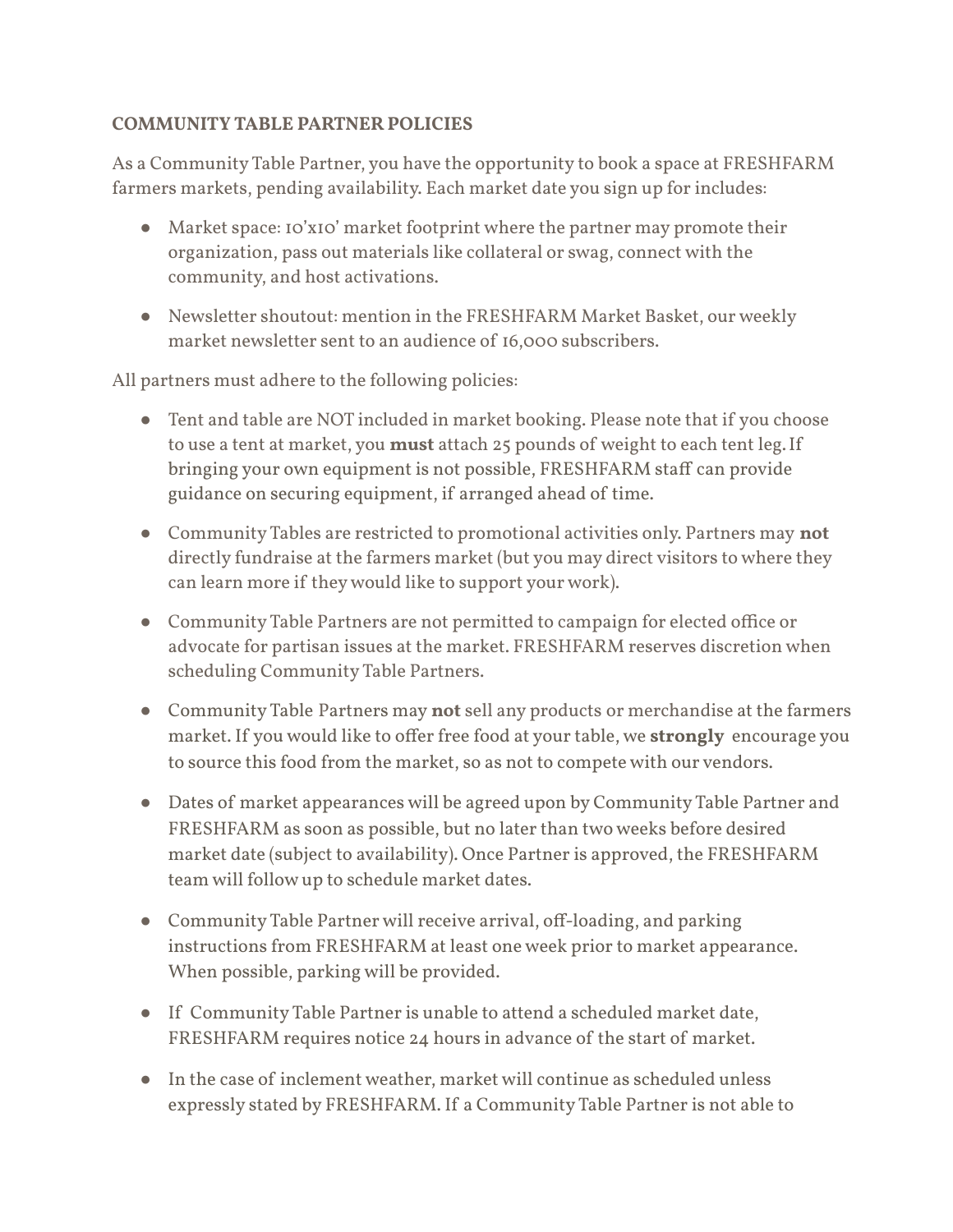**COMMUNITY TABLE PARTNER POLICIES**

As a Community Table Partner, you have the opportunity to book a space at FRESHFARM farmers markets, pending availability. Each market date you sign up for includes:

- Market space: 10'x10' market footprint where the partner may promote their organization, pass out materials like collateral or swag, connect with the community, and host activations.
- Newsletter shoutout: mention in the FRESHFARM Market Basket, our weekly market newsletter sent to an audience of 16,000 subscribers.

All partners must adhere to the following policies:

- Tent and table are NOT included in market booking. Please note that if you choose to use a tent at market, you **must** attach 25 pounds of weight to each tent leg. If bringing your own equipment is not possible, FRESHFARM staff can provide guidance on securing equipment, if arranged ahead of time.
- Community Tables are restricted to promotional activities only. Partners may **not** directly fundraise at the farmers market (but you may direct visitors to where they can learn more if they would like to support your work).
- Community Table Partners are not permitted to campaign for elected office or advocate for partisan issues at the market. FRESHFARM reserves discretion when scheduling Community Table Partners.
- Community Table Partners may **not** sell any products or merchandise at the farmers market. If you would like to offer free food at your table, we **strongly** encourage you to source this food from the market, so as not to compete with our vendors.
- Dates of market appearances will be agreed upon by Community Table Partner and FRESHFARM as soon as possible, but no later than two weeks before desired market date (subject to availability). Once Partner is approved, the FRESHFARM team will follow up to schedule market dates.
- Community Table Partner will receive arrival, off-loading, and parking instructions from FRESHFARM at least one week prior to market appearance. When possible, parking will be provided.
- If Community Table Partner is unable to attend a scheduled market date, FRESHFARM requires notice 24 hours in advance of the start of market.
- In the case of inclement weather, market will continue as scheduled unless expressly stated by FRESHFARM. If a Community Table Partner is not able to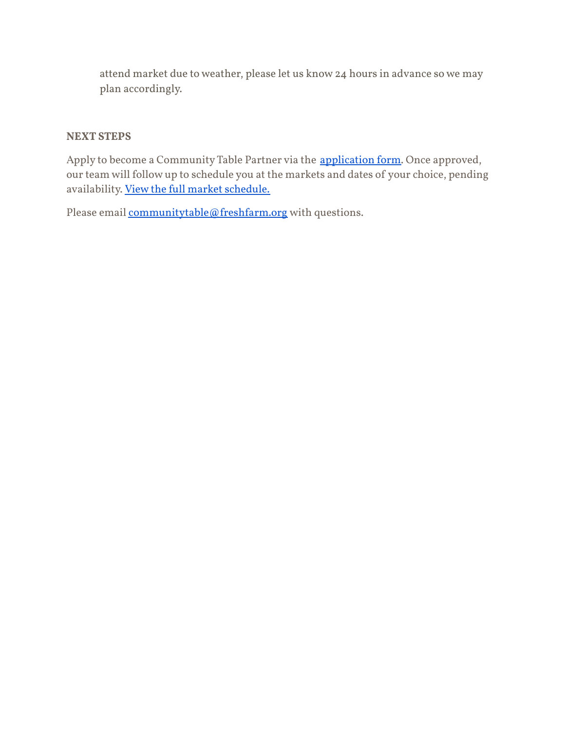attend market due to weather, please let us know 24 hours in advance so we may plan accordingly.

**NEXT STEPS**

Apply to become a Community Table Partner via the [application form](). Once approved, our team will follow up to schedule you at the markets and dates of your choice, pending availability. [View the full market schedule.]()

Please email [communitytable@freshfarm.org](mailto:communitytable@freshfarm.org) with questions.